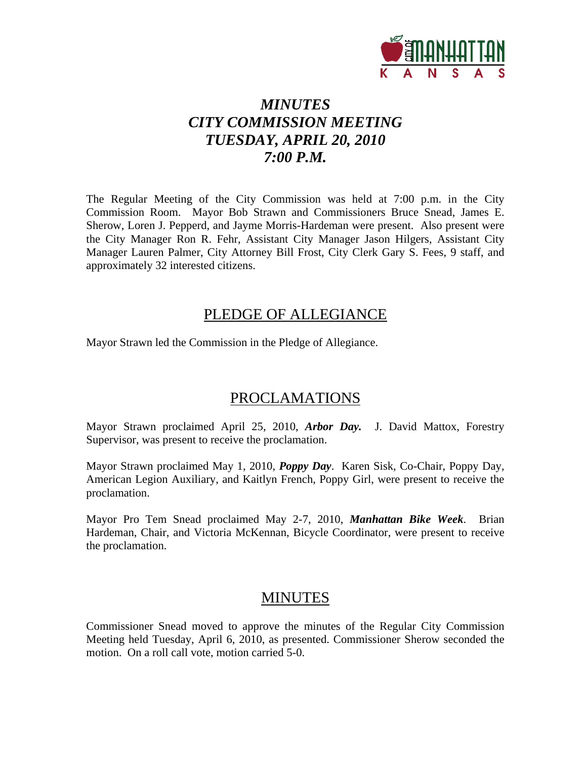# *MINUTES*
# *CITY COMMISSION MEETING*
# *TUESDAY, APRIL 20, 2010*
# *7:00 P.M.*

The Regular Meeting of the City Commission was held at 7:00 p.m. in the City Commission Room. Mayor Bob Strawn and Commissioners Bruce Snead, James E. Sherow, Loren J. Pepperd, and Jayme Morris-Hardeman were present. Also present were the City Manager Ron R. Fehr, Assistant City Manager Jason Hilgers, Assistant City Manager Lauren Palmer, City Attorney Bill Frost, City Clerk Gary S. Fees, 9 staff, and approximately 32 interested citizens.

## PLEDGE OF ALLEGIANCE

Mayor Strawn led the Commission in the Pledge of Allegiance.

## PROCLAMATIONS

Mayor Strawn proclaimed April 25, 2010, ***Arbor Day.*** J. David Mattox, Forestry Supervisor, was present to receive the proclamation.

Mayor Strawn proclaimed May 1, 2010, ***Poppy Day***. Karen Sisk, Co-Chair, Poppy Day, American Legion Auxiliary, and Kaitlyn French, Poppy Girl, were present to receive the proclamation.

Mayor Pro Tem Snead proclaimed May 2-7, 2010, ***Manhattan Bike Week***. Brian Hardeman, Chair, and Victoria McKennan, Bicycle Coordinator, were present to receive the proclamation.

## MINUTES

Commissioner Snead moved to approve the minutes of the Regular City Commission Meeting held Tuesday, April 6, 2010, as presented. Commissioner Sherow seconded the motion. On a roll call vote, motion carried 5-0.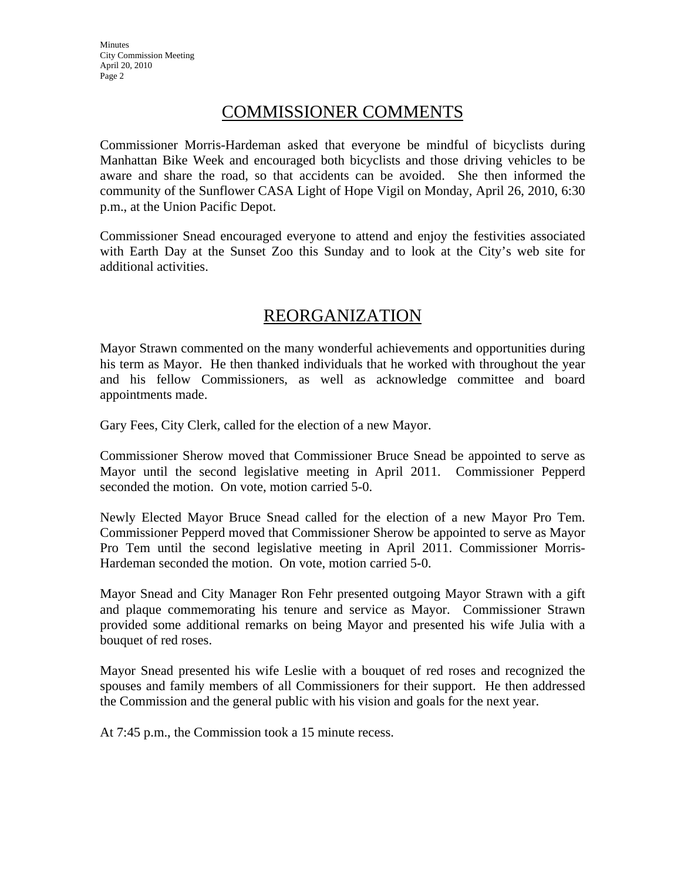## COMMISSIONER COMMENTS

Commissioner Morris-Hardeman asked that everyone be mindful of bicyclists during Manhattan Bike Week and encouraged both bicyclists and those driving vehicles to be aware and share the road, so that accidents can be avoided. She then informed the community of the Sunflower CASA Light of Hope Vigil on Monday, April 26, 2010, 6:30 p.m., at the Union Pacific Depot.

Commissioner Snead encouraged everyone to attend and enjoy the festivities associated with Earth Day at the Sunset Zoo this Sunday and to look at the City's web site for additional activities.

## REORGANIZATION

Mayor Strawn commented on the many wonderful achievements and opportunities during his term as Mayor. He then thanked individuals that he worked with throughout the year and his fellow Commissioners, as well as acknowledge committee and board appointments made.

Gary Fees, City Clerk, called for the election of a new Mayor.

Commissioner Sherow moved that Commissioner Bruce Snead be appointed to serve as Mayor until the second legislative meeting in April 2011. Commissioner Pepperd seconded the motion. On vote, motion carried 5-0.

Newly Elected Mayor Bruce Snead called for the election of a new Mayor Pro Tem. Commissioner Pepperd moved that Commissioner Sherow be appointed to serve as Mayor Pro Tem until the second legislative meeting in April 2011. Commissioner Morris-Hardeman seconded the motion. On vote, motion carried 5-0.

Mayor Snead and City Manager Ron Fehr presented outgoing Mayor Strawn with a gift and plaque commemorating his tenure and service as Mayor. Commissioner Strawn provided some additional remarks on being Mayor and presented his wife Julia with a bouquet of red roses.

Mayor Snead presented his wife Leslie with a bouquet of red roses and recognized the spouses and family members of all Commissioners for their support. He then addressed the Commission and the general public with his vision and goals for the next year.

At 7:45 p.m., the Commission took a 15 minute recess.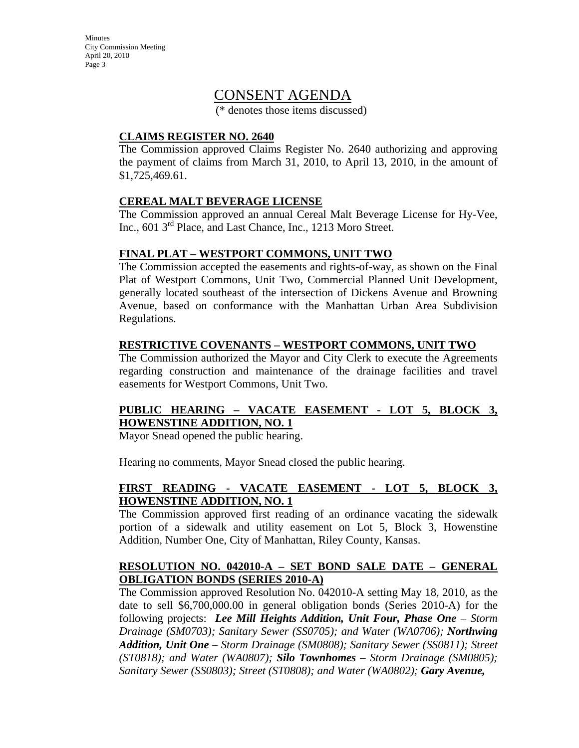# CONSENT AGENDA

(* denotes those items discussed)

**CLAIMS REGISTER NO. 2640**

The Commission approved Claims Register No. 2640 authorizing and approving the payment of claims from March 31, 2010, to April 13, 2010, in the amount of $1,725,469.61.

**CEREAL MALT BEVERAGE LICENSE**

The Commission approved an annual Cereal Malt Beverage License for Hy-Vee, Inc., 601 3rd Place, and Last Chance, Inc., 1213 Moro Street.

**FINAL PLAT – WESTPORT COMMONS, UNIT TWO**

The Commission accepted the easements and rights-of-way, as shown on the Final Plat of Westport Commons, Unit Two, Commercial Planned Unit Development, generally located southeast of the intersection of Dickens Avenue and Browning Avenue, based on conformance with the Manhattan Urban Area Subdivision Regulations.

**RESTRICTIVE COVENANTS – WESTPORT COMMONS, UNIT TWO**

The Commission authorized the Mayor and City Clerk to execute the Agreements regarding construction and maintenance of the drainage facilities and travel easements for Westport Commons, Unit Two.

**PUBLIC HEARING – VACATE EASEMENT - LOT 5, BLOCK 3, HOWENSTINE ADDITION, NO. 1**

Mayor Snead opened the public hearing.

Hearing no comments, Mayor Snead closed the public hearing.

**FIRST READING - VACATE EASEMENT - LOT 5, BLOCK 3, HOWENSTINE ADDITION, NO. 1**

The Commission approved first reading of an ordinance vacating the sidewalk portion of a sidewalk and utility easement on Lot 5, Block 3, Howenstine Addition, Number One, City of Manhattan, Riley County, Kansas.

**RESOLUTION NO. 042010-A – SET BOND SALE DATE – GENERAL OBLIGATION BONDS (SERIES 2010-A)**

The Commission approved Resolution No. 042010-A setting May 18, 2010, as the date to sell $6,700,000.00 in general obligation bonds (Series 2010-A) for the following projects: ***Lee Mill Heights Addition, Unit Four, Phase One*** *– Storm Drainage (SM0703); Sanitary Sewer (SS0705); and Water (WA0706);* ***Northwing Addition, Unit One*** *– Storm Drainage (SM0808); Sanitary Sewer (SS0811); Street (ST0818); and Water (WA0807);* ***Silo Townhomes*** *– Storm Drainage (SM0805); Sanitary Sewer (SS0803); Street (ST0808); and Water (WA0802);* ***Gary Avenue,***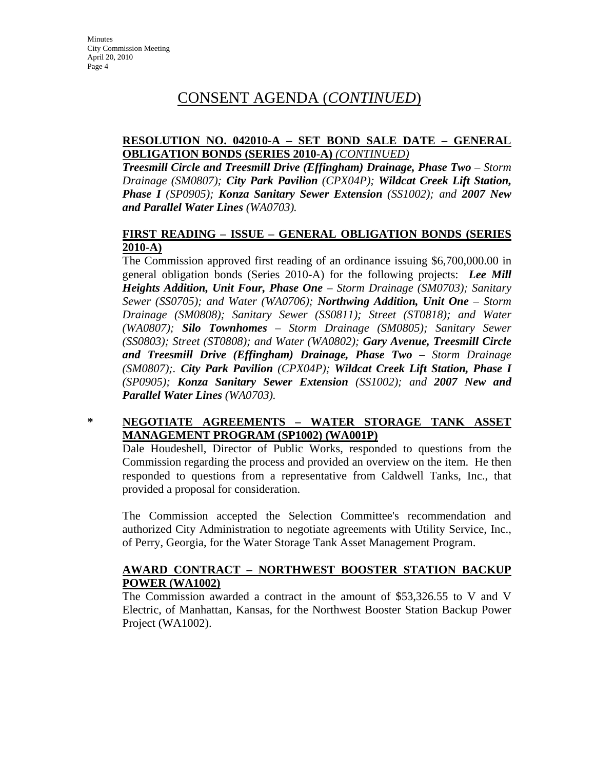# CONSENT AGENDA (*CONTINUED*)

**RESOLUTION NO. 042010-A – SET BOND SALE DATE – GENERAL OBLIGATION BONDS (SERIES 2010-A)** *(CONTINUED)*

***Treesmill Circle and Treesmill Drive (Effingham) Drainage, Phase Two*** *– Storm Drainage (SM0807);* ***City Park Pavilion*** *(CPX04P);* ***Wildcat Creek Lift Station, Phase I*** *(SP0905);* ***Konza Sanitary Sewer Extension*** *(SS1002); and* ***2007 New and Parallel Water Lines*** *(WA0703).*

**FIRST READING – ISSUE – GENERAL OBLIGATION BONDS (SERIES 2010-A)**

The Commission approved first reading of an ordinance issuing $6,700,000.00 in general obligation bonds (Series 2010-A) for the following projects: ***Lee Mill Heights Addition, Unit Four, Phase One*** *– Storm Drainage (SM0703); Sanitary Sewer (SS0705); and Water (WA0706);* ***Northwing Addition, Unit One*** *– Storm Drainage (SM0808); Sanitary Sewer (SS0811); Street (ST0818); and Water (WA0807);* ***Silo Townhomes*** *– Storm Drainage (SM0805); Sanitary Sewer (SS0803); Street (ST0808); and Water (WA0802);* ***Gary Avenue, Treesmill Circle and Treesmill Drive (Effingham) Drainage, Phase Two*** *– Storm Drainage (SM0807);.* ***City Park Pavilion*** *(CPX04P);* ***Wildcat Creek Lift Station, Phase I*** *(SP0905);* ***Konza Sanitary Sewer Extension*** *(SS1002); and* ***2007 New and Parallel Water Lines*** *(WA0703).*

\* **NEGOTIATE AGREEMENTS – WATER STORAGE TANK ASSET MANAGEMENT PROGRAM (SP1002) (WA001P)**

Dale Houdeshell, Director of Public Works, responded to questions from the Commission regarding the process and provided an overview on the item. He then responded to questions from a representative from Caldwell Tanks, Inc., that provided a proposal for consideration.

The Commission accepted the Selection Committee's recommendation and authorized City Administration to negotiate agreements with Utility Service, Inc., of Perry, Georgia, for the Water Storage Tank Asset Management Program.

**AWARD CONTRACT – NORTHWEST BOOSTER STATION BACKUP POWER (WA1002)**

The Commission awarded a contract in the amount of $53,326.55 to V and V Electric, of Manhattan, Kansas, for the Northwest Booster Station Backup Power Project (WA1002).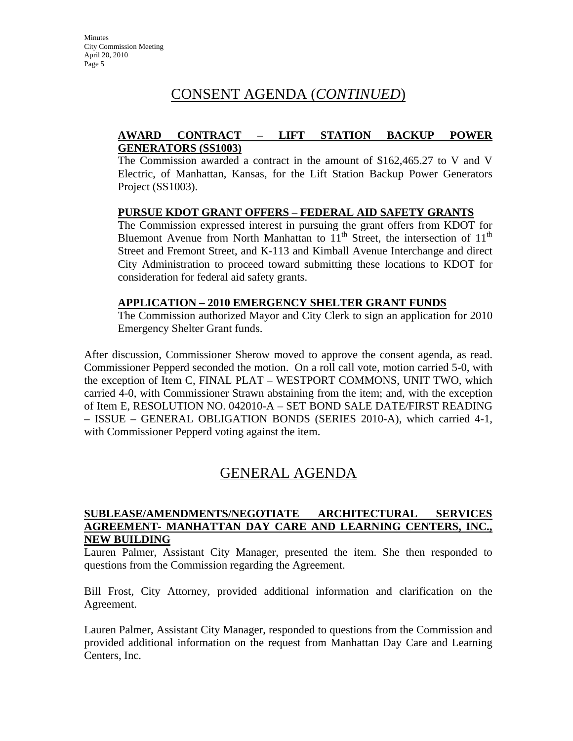## CONSENT AGENDA (*CONTINUED*)

**AWARD CONTRACT – LIFT STATION BACKUP POWER GENERATORS (SS1003)**

The Commission awarded a contract in the amount of $162,465.27 to V and V Electric, of Manhattan, Kansas, for the Lift Station Backup Power Generators Project (SS1003).

**PURSUE KDOT GRANT OFFERS – FEDERAL AID SAFETY GRANTS**

The Commission expressed interest in pursuing the grant offers from KDOT for Bluemont Avenue from North Manhattan to 11th Street, the intersection of 11th Street and Fremont Street, and K-113 and Kimball Avenue Interchange and direct City Administration to proceed toward submitting these locations to KDOT for consideration for federal aid safety grants.

**APPLICATION – 2010 EMERGENCY SHELTER GRANT FUNDS**

The Commission authorized Mayor and City Clerk to sign an application for 2010 Emergency Shelter Grant funds.

After discussion, Commissioner Sherow moved to approve the consent agenda, as read. Commissioner Pepperd seconded the motion. On a roll call vote, motion carried 5-0, with the exception of Item C, FINAL PLAT – WESTPORT COMMONS, UNIT TWO, which carried 4-0, with Commissioner Strawn abstaining from the item; and, with the exception of Item E, RESOLUTION NO. 042010-A – SET BOND SALE DATE/FIRST READING – ISSUE – GENERAL OBLIGATION BONDS (SERIES 2010-A), which carried 4-1, with Commissioner Pepperd voting against the item.

## GENERAL AGENDA

**SUBLEASE/AMENDMENTS/NEGOTIATE ARCHITECTURAL SERVICES AGREEMENT- MANHATTAN DAY CARE AND LEARNING CENTERS, INC., NEW BUILDING**

Lauren Palmer, Assistant City Manager, presented the item. She then responded to questions from the Commission regarding the Agreement.

Bill Frost, City Attorney, provided additional information and clarification on the Agreement.

Lauren Palmer, Assistant City Manager, responded to questions from the Commission and provided additional information on the request from Manhattan Day Care and Learning Centers, Inc.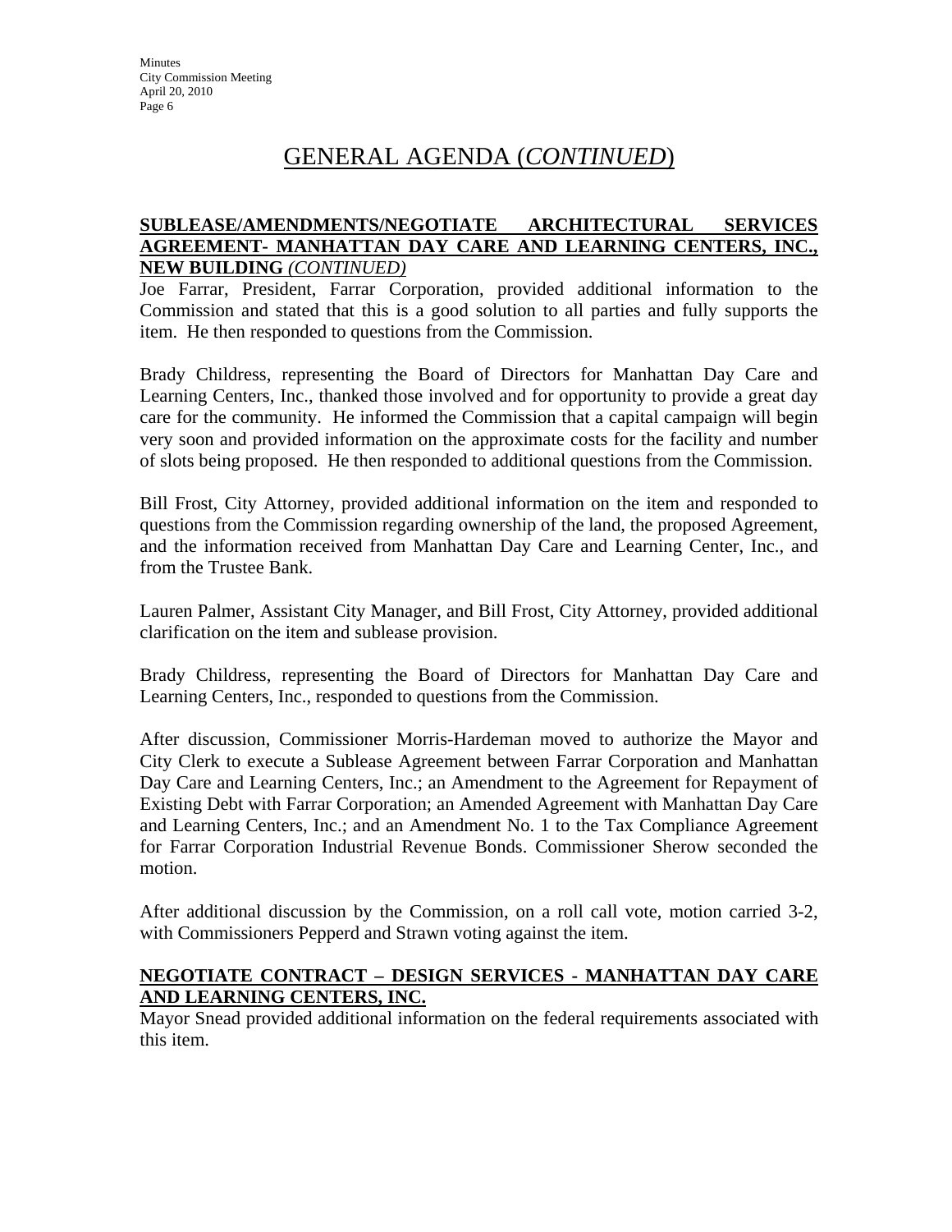# GENERAL AGENDA (*CONTINUED*)

**SUBLEASE/AMENDMENTS/NEGOTIATE ARCHITECTURAL SERVICES AGREEMENT- MANHATTAN DAY CARE AND LEARNING CENTERS, INC., NEW BUILDING** ***(CONTINUED)***

Joe Farrar, President, Farrar Corporation, provided additional information to the Commission and stated that this is a good solution to all parties and fully supports the item. He then responded to questions from the Commission.

Brady Childress, representing the Board of Directors for Manhattan Day Care and Learning Centers, Inc., thanked those involved and for opportunity to provide a great day care for the community. He informed the Commission that a capital campaign will begin very soon and provided information on the approximate costs for the facility and number of slots being proposed. He then responded to additional questions from the Commission.

Bill Frost, City Attorney, provided additional information on the item and responded to questions from the Commission regarding ownership of the land, the proposed Agreement, and the information received from Manhattan Day Care and Learning Center, Inc., and from the Trustee Bank.

Lauren Palmer, Assistant City Manager, and Bill Frost, City Attorney, provided additional clarification on the item and sublease provision.

Brady Childress, representing the Board of Directors for Manhattan Day Care and Learning Centers, Inc., responded to questions from the Commission.

After discussion, Commissioner Morris-Hardeman moved to authorize the Mayor and City Clerk to execute a Sublease Agreement between Farrar Corporation and Manhattan Day Care and Learning Centers, Inc.; an Amendment to the Agreement for Repayment of Existing Debt with Farrar Corporation; an Amended Agreement with Manhattan Day Care and Learning Centers, Inc.; and an Amendment No. 1 to the Tax Compliance Agreement for Farrar Corporation Industrial Revenue Bonds. Commissioner Sherow seconded the motion.

After additional discussion by the Commission, on a roll call vote, motion carried 3-2, with Commissioners Pepperd and Strawn voting against the item.

**NEGOTIATE CONTRACT – DESIGN SERVICES - MANHATTAN DAY CARE AND LEARNING CENTERS, INC.**

Mayor Snead provided additional information on the federal requirements associated with this item.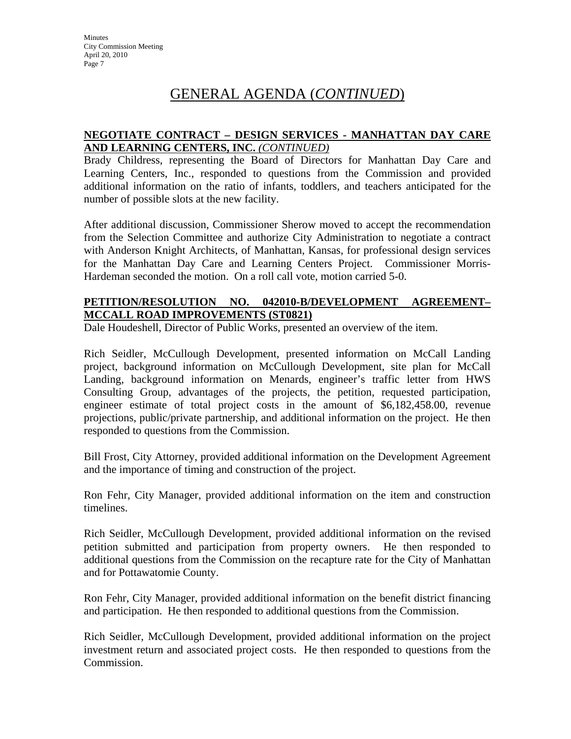# GENERAL AGENDA (*CONTINUED*)

**NEGOTIATE CONTRACT – DESIGN SERVICES - MANHATTAN DAY CARE AND LEARNING CENTERS, INC.** ***(CONTINUED)***

Brady Childress, representing the Board of Directors for Manhattan Day Care and Learning Centers, Inc., responded to questions from the Commission and provided additional information on the ratio of infants, toddlers, and teachers anticipated for the number of possible slots at the new facility.

After additional discussion, Commissioner Sherow moved to accept the recommendation from the Selection Committee and authorize City Administration to negotiate a contract with Anderson Knight Architects, of Manhattan, Kansas, for professional design services for the Manhattan Day Care and Learning Centers Project. Commissioner Morris-Hardeman seconded the motion. On a roll call vote, motion carried 5-0.

**PETITION/RESOLUTION NO. 042010-B/DEVELOPMENT AGREEMENT– MCCALL ROAD IMPROVEMENTS (ST0821)**

Dale Houdeshell, Director of Public Works, presented an overview of the item.

Rich Seidler, McCullough Development, presented information on McCall Landing project, background information on McCullough Development, site plan for McCall Landing, background information on Menards, engineer's traffic letter from HWS Consulting Group, advantages of the projects, the petition, requested participation, engineer estimate of total project costs in the amount of $6,182,458.00, revenue projections, public/private partnership, and additional information on the project. He then responded to questions from the Commission.

Bill Frost, City Attorney, provided additional information on the Development Agreement and the importance of timing and construction of the project.

Ron Fehr, City Manager, provided additional information on the item and construction timelines.

Rich Seidler, McCullough Development, provided additional information on the revised petition submitted and participation from property owners. He then responded to additional questions from the Commission on the recapture rate for the City of Manhattan and for Pottawatomie County.

Ron Fehr, City Manager, provided additional information on the benefit district financing and participation. He then responded to additional questions from the Commission.

Rich Seidler, McCullough Development, provided additional information on the project investment return and associated project costs. He then responded to questions from the Commission.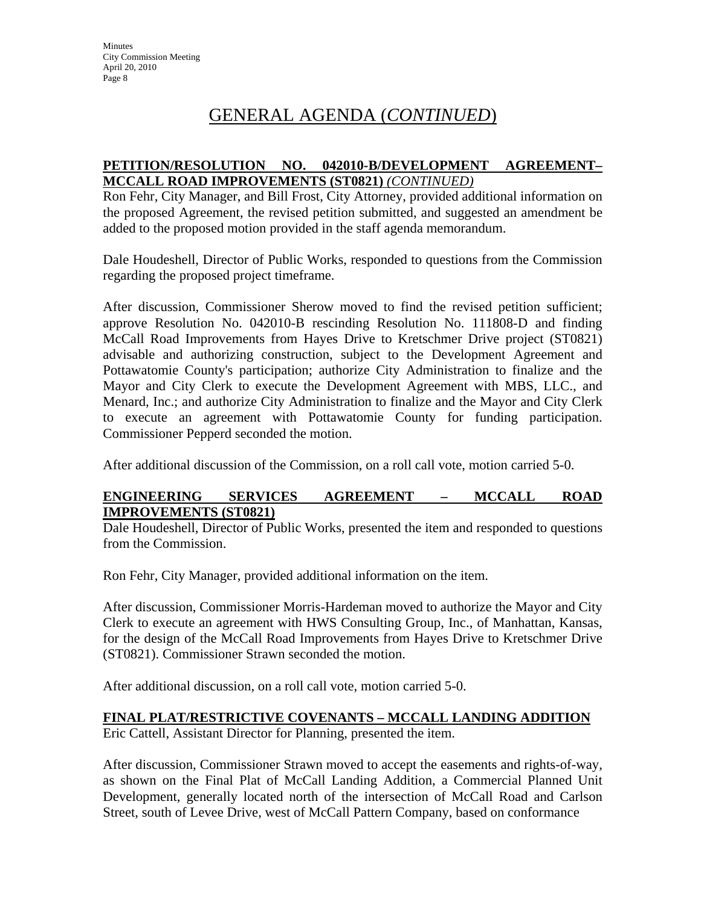# GENERAL AGENDA (*CONTINUED*)

**PETITION/RESOLUTION NO. 042010-B/DEVELOPMENT AGREEMENT– MCCALL ROAD IMPROVEMENTS (ST0821)** *(CONTINUED)*

Ron Fehr, City Manager, and Bill Frost, City Attorney, provided additional information on the proposed Agreement, the revised petition submitted, and suggested an amendment be added to the proposed motion provided in the staff agenda memorandum.

Dale Houdeshell, Director of Public Works, responded to questions from the Commission regarding the proposed project timeframe.

After discussion, Commissioner Sherow moved to find the revised petition sufficient; approve Resolution No. 042010-B rescinding Resolution No. 111808-D and finding McCall Road Improvements from Hayes Drive to Kretschmer Drive project (ST0821) advisable and authorizing construction, subject to the Development Agreement and Pottawatomie County's participation; authorize City Administration to finalize and the Mayor and City Clerk to execute the Development Agreement with MBS, LLC., and Menard, Inc.; and authorize City Administration to finalize and the Mayor and City Clerk to execute an agreement with Pottawatomie County for funding participation. Commissioner Pepperd seconded the motion.

After additional discussion of the Commission, on a roll call vote, motion carried 5-0.

**ENGINEERING SERVICES AGREEMENT – MCCALL ROAD IMPROVEMENTS (ST0821)**

Dale Houdeshell, Director of Public Works, presented the item and responded to questions from the Commission.

Ron Fehr, City Manager, provided additional information on the item.

After discussion, Commissioner Morris-Hardeman moved to authorize the Mayor and City Clerk to execute an agreement with HWS Consulting Group, Inc., of Manhattan, Kansas, for the design of the McCall Road Improvements from Hayes Drive to Kretschmer Drive (ST0821). Commissioner Strawn seconded the motion.

After additional discussion, on a roll call vote, motion carried 5-0.

**FINAL PLAT/RESTRICTIVE COVENANTS – MCCALL LANDING ADDITION**

Eric Cattell, Assistant Director for Planning, presented the item.

After discussion, Commissioner Strawn moved to accept the easements and rights-of-way, as shown on the Final Plat of McCall Landing Addition, a Commercial Planned Unit Development, generally located north of the intersection of McCall Road and Carlson Street, south of Levee Drive, west of McCall Pattern Company, based on conformance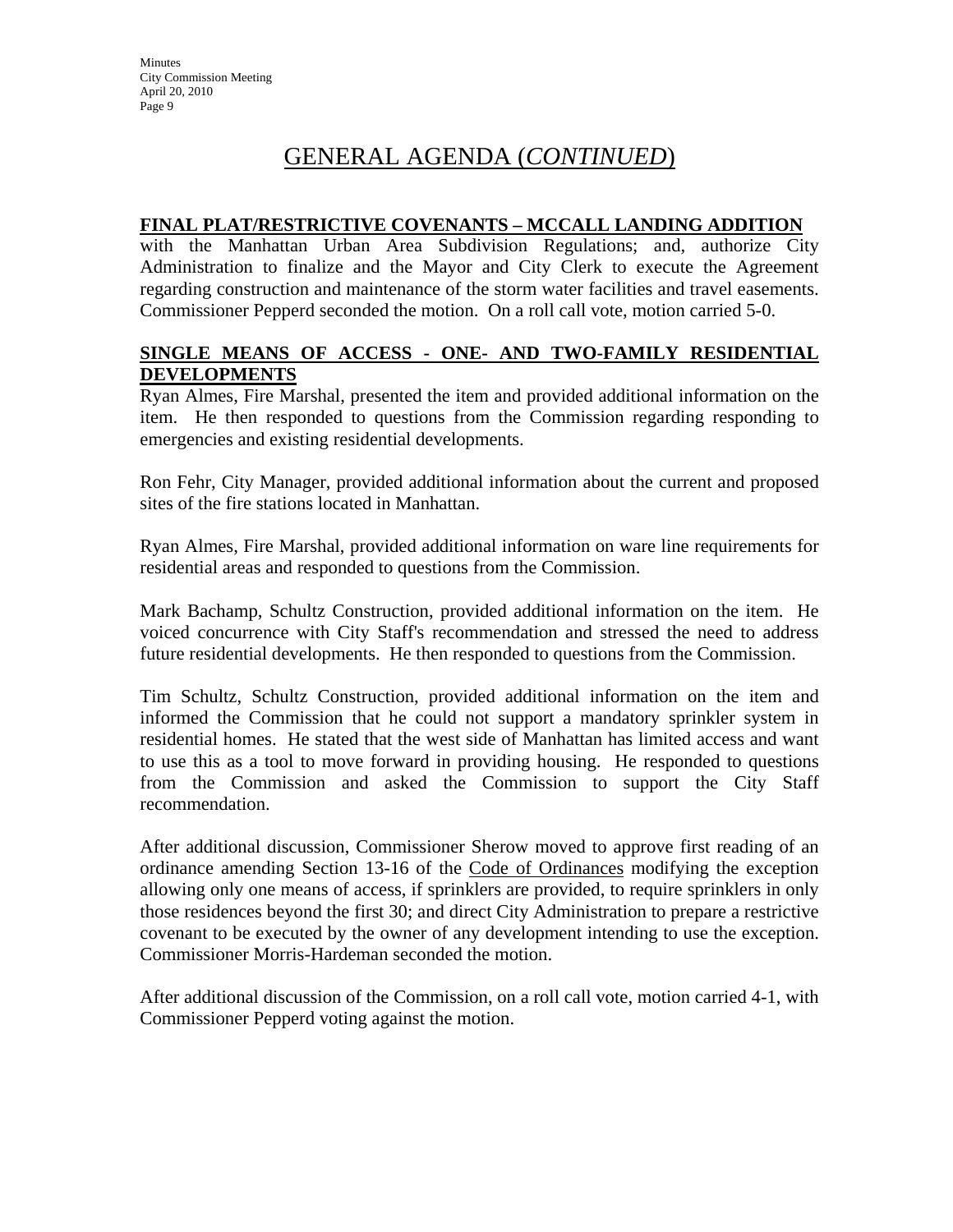# GENERAL AGENDA (*CONTINUED*)

**FINAL PLAT/RESTRICTIVE COVENANTS – MCCALL LANDING ADDITION**

with the Manhattan Urban Area Subdivision Regulations; and, authorize City Administration to finalize and the Mayor and City Clerk to execute the Agreement regarding construction and maintenance of the storm water facilities and travel easements. Commissioner Pepperd seconded the motion. On a roll call vote, motion carried 5-0.

**SINGLE MEANS OF ACCESS - ONE- AND TWO-FAMILY RESIDENTIAL DEVELOPMENTS**

Ryan Almes, Fire Marshal, presented the item and provided additional information on the item. He then responded to questions from the Commission regarding responding to emergencies and existing residential developments.

Ron Fehr, City Manager, provided additional information about the current and proposed sites of the fire stations located in Manhattan.

Ryan Almes, Fire Marshal, provided additional information on ware line requirements for residential areas and responded to questions from the Commission.

Mark Bachamp, Schultz Construction, provided additional information on the item. He voiced concurrence with City Staff's recommendation and stressed the need to address future residential developments. He then responded to questions from the Commission.

Tim Schultz, Schultz Construction, provided additional information on the item and informed the Commission that he could not support a mandatory sprinkler system in residential homes. He stated that the west side of Manhattan has limited access and want to use this as a tool to move forward in providing housing. He responded to questions from the Commission and asked the Commission to support the City Staff recommendation.

After additional discussion, Commissioner Sherow moved to approve first reading of an ordinance amending Section 13-16 of the Code of Ordinances modifying the exception allowing only one means of access, if sprinklers are provided, to require sprinklers in only those residences beyond the first 30; and direct City Administration to prepare a restrictive covenant to be executed by the owner of any development intending to use the exception. Commissioner Morris-Hardeman seconded the motion.

After additional discussion of the Commission, on a roll call vote, motion carried 4-1, with Commissioner Pepperd voting against the motion.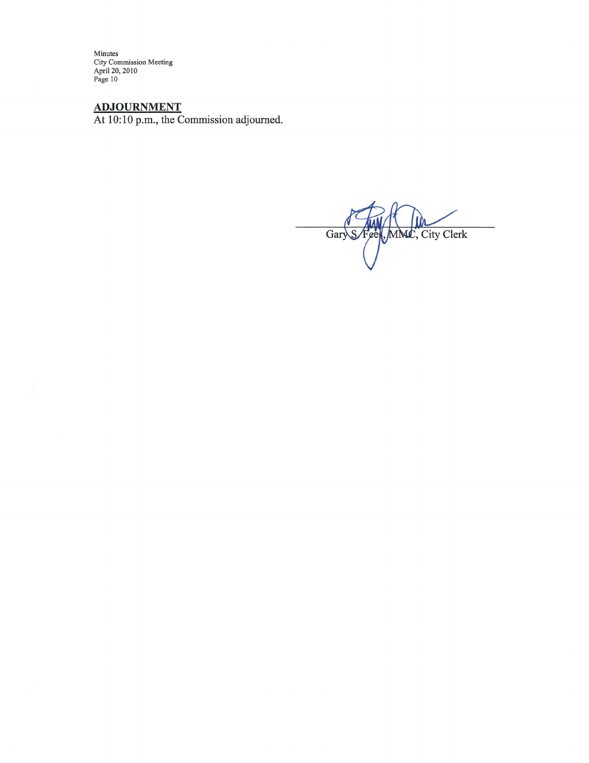## ADJOURNMENT

At 10:10 p.m., the Commission adjourned.

Gary S. Fees, MMC, City Clerk